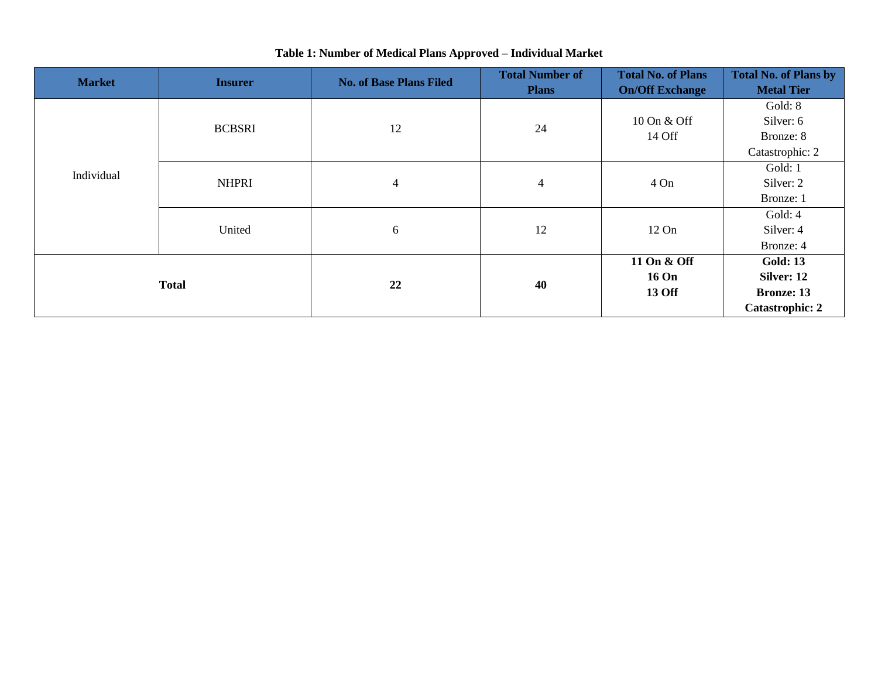**Table 1: Number of Medical Plans Approved – Individual Market**

| Market | Insurer | No. of Base Plans Filed | Total Number of Plans | Total No. of Plans On/Off Exchange | Total No. of Plans by Metal Tier |
|---|---|---|---|---|---|
| Individual | BCBSRI | 12 | 24 | 10 On & Off<br>14 Off | Gold: 8<br>Silver: 6<br>Bronze: 8<br>Catastrophic: 2 |
| | NHPRI | 4 | 4 | 4 On | Gold: 1<br>Silver: 2<br>Bronze: 1 |
| | United | 6 | 12 | 12 On | Gold: 4<br>Silver: 4<br>Bronze: 4 |
| **Total** | | **22** | **40** | **11 On & Off**<br>**16 On**<br>**13 Off** | **Gold: 13**<br>**Silver: 12**<br>**Bronze: 13**<br>**Catastrophic: 2** |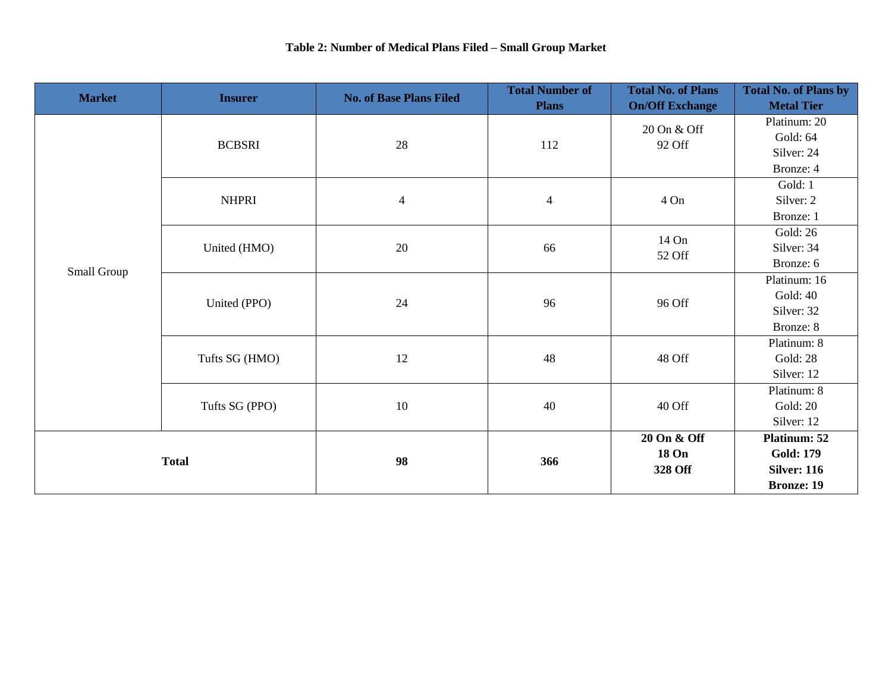**Table 2: Number of Medical Plans Filed – Small Group Market**

| Market | Insurer | No. of Base Plans Filed | Total Number of Plans | Total No. of Plans On/Off Exchange | Total No. of Plans by Metal Tier |
|---|---|---|---|---|---|
| Small Group | BCBSRI | 28 | 112 | 20 On & Off<br>92 Off | Platinum: 20<br>Gold: 64<br>Silver: 24<br>Bronze: 4 |
| | NHPRI | 4 | 4 | 4 On | Gold: 1<br>Silver: 2<br>Bronze: 1 |
| | United (HMO) | 20 | 66 | 14 On<br>52 Off | Gold: 26<br>Silver: 34<br>Bronze: 6 |
| | United (PPO) | 24 | 96 | 96 Off | Platinum: 16<br>Gold: 40<br>Silver: 32<br>Bronze: 8 |
| | Tufts SG (HMO) | 12 | 48 | 48 Off | Platinum: 8<br>Gold: 28<br>Silver: 12 |
| | Tufts SG (PPO) | 10 | 40 | 40 Off | Platinum: 8<br>Gold: 20<br>Silver: 12 |
| **Total** | | **98** | **366** | **20 On & Off**<br>**18 On**<br>**328 Off** | **Platinum: 52**<br>**Gold: 179**<br>**Silver: 116**<br>**Bronze: 19** |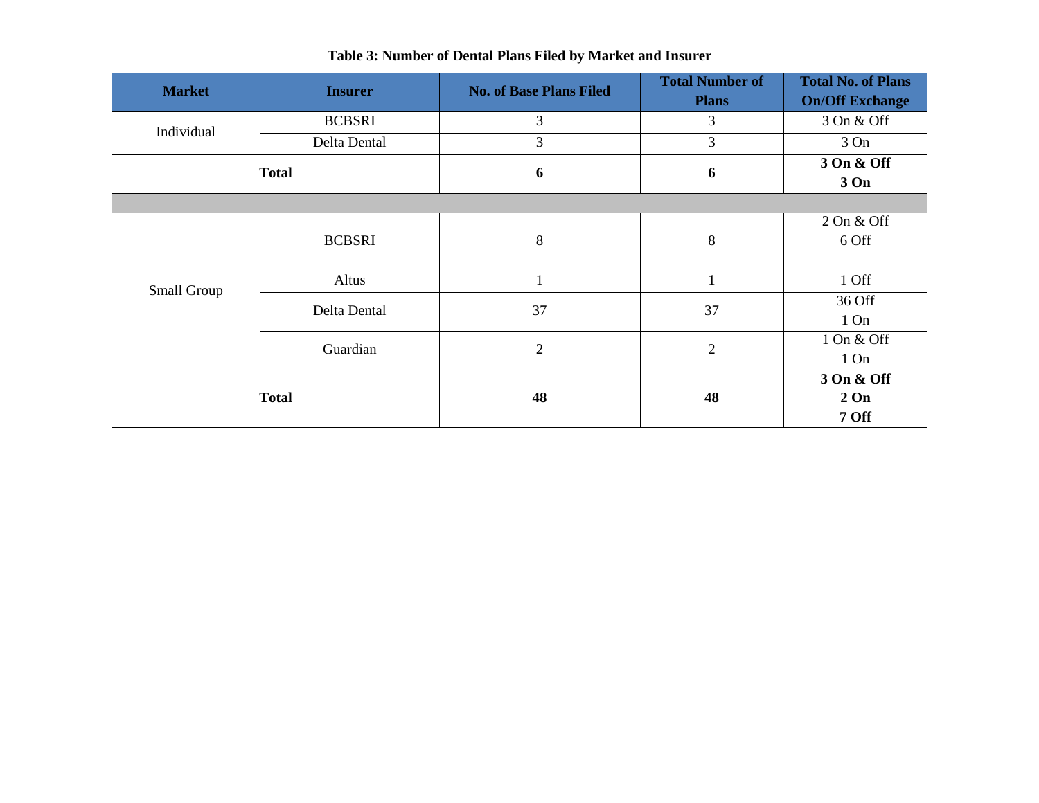**Table 3: Number of Dental Plans Filed by Market and Insurer**

| Market | Insurer | No. of Base Plans Filed | Total Number of Plans | Total No. of Plans On/Off Exchange |
|---|---|---|---|---|
| Individual | BCBSRI | 3 | 3 | 3 On & Off |
| | Delta Dental | 3 | 3 | 3 On |
| **Total** | | **6** | **6** | **3 On & Off**<br>**3 On** |
| | | | | |
| Small Group | BCBSRI | 8 | 8 | 2 On & Off<br>6 Off |
| | Altus | 1 | 1 | 1 Off |
| | Delta Dental | 37 | 37 | 36 Off<br>1 On |
| | Guardian | 2 | 2 | 1 On & Off<br>1 On |
| **Total** | | **48** | **48** | **3 On & Off**<br>**2 On**<br>**7 Off** |